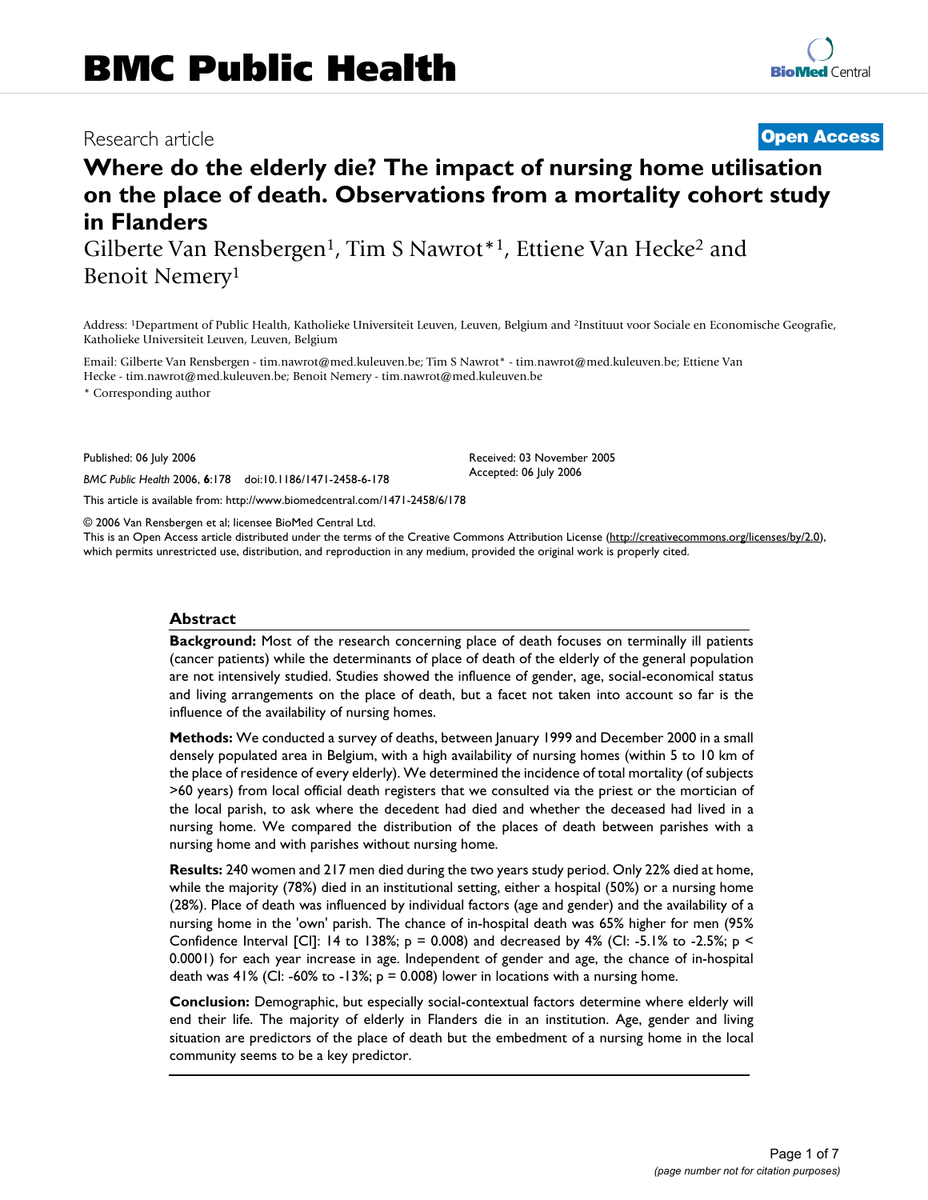# BMC Public Health

Research article

**Open Access**

## Where do the elderly die? The impact of nursing home utilisation on the place of death. Observations from a mortality cohort study in Flanders

Gilberte Van Rensbergen[1], Tim S Nawrot*[1], Ettiene Van Hecke[2] and Benoit Nemery[1]

Address: [1]Department of Public Health, Katholieke Universiteit Leuven, Leuven, Belgium and [2]Instituut voor Sociale en Economische Geografie, Katholieke Universiteit Leuven, Leuven, Belgium

Email: Gilberte Van Rensbergen - tim.nawrot@med.kuleuven.be; Tim S Nawrot* - tim.nawrot@med.kuleuven.be; Ettiene Van Hecke - tim.nawrot@med.kuleuven.be; Benoit Nemery - tim.nawrot@med.kuleuven.be

\* Corresponding author

Published: 06 July 2006

*BMC Public Health* 2006, **6**:178 doi:10.1186/1471-2458-6-178

Received: 03 November 2005
Accepted: 06 July 2006

This article is available from: http://www.biomedcentral.com/1471-2458/6/178

© 2006 Van Rensbergen et al; licensee BioMed Central Ltd.

This is an Open Access article distributed under the terms of the Creative Commons Attribution License (http://creativecommons.org/licenses/by/2.0), which permits unrestricted use, distribution, and reproduction in any medium, provided the original work is properly cited.

### Abstract

**Background:** Most of the research concerning place of death focuses on terminally ill patients (cancer patients) while the determinants of place of death of the elderly of the general population are not intensively studied. Studies showed the influence of gender, age, social-economical status and living arrangements on the place of death, but a facet not taken into account so far is the influence of the availability of nursing homes.

**Methods:** We conducted a survey of deaths, between January 1999 and December 2000 in a small densely populated area in Belgium, with a high availability of nursing homes (within 5 to 10 km of the place of residence of every elderly). We determined the incidence of total mortality (of subjects >60 years) from local official death registers that we consulted via the priest or the mortician of the local parish, to ask where the decedent had died and whether the deceased had lived in a nursing home. We compared the distribution of the places of death between parishes with a nursing home and with parishes without nursing home.

**Results:** 240 women and 217 men died during the two years study period. Only 22% died at home, while the majority (78%) died in an institutional setting, either a hospital (50%) or a nursing home (28%). Place of death was influenced by individual factors (age and gender) and the availability of a nursing home in the 'own' parish. The chance of in-hospital death was 65% higher for men (95% Confidence Interval [CI]: 14 to 138%; $p = 0.008$) and decreased by 4% (CI: -5.1% to -2.5%; $p < 0.0001$) for each year increase in age. Independent of gender and age, the chance of in-hospital death was 41% (CI: -60% to -13%; $p = 0.008$) lower in locations with a nursing home.

**Conclusion:** Demographic, but especially social-contextual factors determine where elderly will end their life. The majority of elderly in Flanders die in an institution. Age, gender and living situation are predictors of the place of death but the embedment of a nursing home in the local community seems to be a key predictor.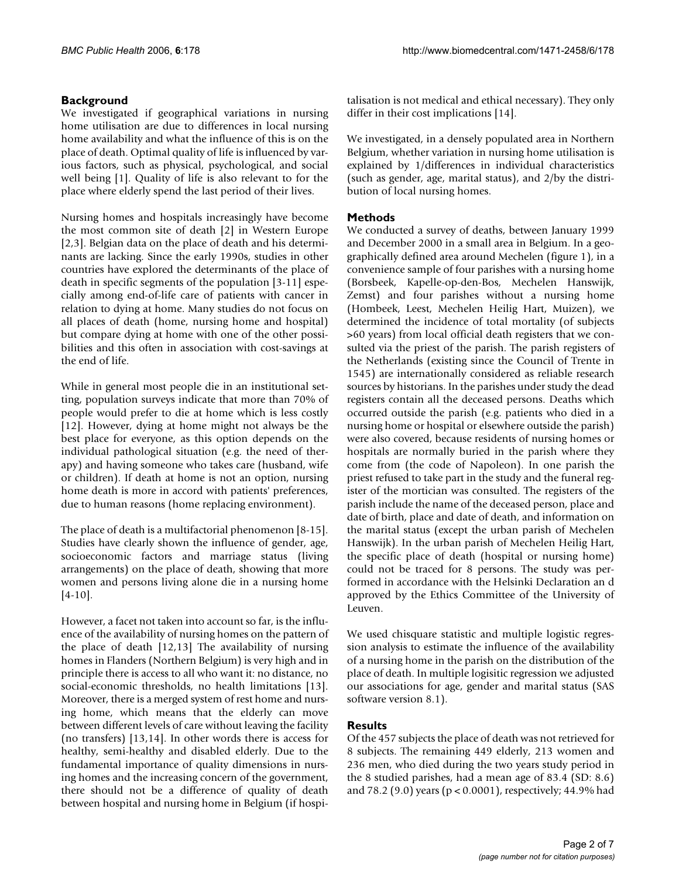## Background

We investigated if geographical variations in nursing home utilisation are due to differences in local nursing home availability and what the influence of this is on the place of death. Optimal quality of life is influenced by various factors, such as physical, psychological, and social well being [1]. Quality of life is also relevant to for the place where elderly spend the last period of their lives.

Nursing homes and hospitals increasingly have become the most common site of death [2] in Western Europe [2,3]. Belgian data on the place of death and his determinants are lacking. Since the early 1990s, studies in other countries have explored the determinants of the place of death in specific segments of the population [3-11] especially among end-of-life care of patients with cancer in relation to dying at home. Many studies do not focus on all places of death (home, nursing home and hospital) but compare dying at home with one of the other possibilities and this often in association with cost-savings at the end of life.

While in general most people die in an institutional setting, population surveys indicate that more than 70% of people would prefer to die at home which is less costly [12]. However, dying at home might not always be the best place for everyone, as this option depends on the individual pathological situation (e.g. the need of therapy) and having someone who takes care (husband, wife or children). If death at home is not an option, nursing home death is more in accord with patients' preferences, due to human reasons (home replacing environment).

The place of death is a multifactorial phenomenon [8-15]. Studies have clearly shown the influence of gender, age, socioeconomic factors and marriage status (living arrangements) on the place of death, showing that more women and persons living alone die in a nursing home [4-10].

However, a facet not taken into account so far, is the influence of the availability of nursing homes on the pattern of the place of death [12,13] The availability of nursing homes in Flanders (Northern Belgium) is very high and in principle there is access to all who want it: no distance, no social-economic thresholds, no health limitations [13]. Moreover, there is a merged system of rest home and nursing home, which means that the elderly can move between different levels of care without leaving the facility (no transfers) [13,14]. In other words there is access for healthy, semi-healthy and disabled elderly. Due to the fundamental importance of quality dimensions in nursing homes and the increasing concern of the government, there should not be a difference of quality of death between hospital and nursing home in Belgium (if hospitalisation is not medical and ethical necessary). They only differ in their cost implications [14].

We investigated, in a densely populated area in Northern Belgium, whether variation in nursing home utilisation is explained by 1/differences in individual characteristics (such as gender, age, marital status), and 2/by the distribution of local nursing homes.

## Methods

We conducted a survey of deaths, between January 1999 and December 2000 in a small area in Belgium. In a geographically defined area around Mechelen (figure 1), in a convenience sample of four parishes with a nursing home (Borsbeek, Kapelle-op-den-Bos, Mechelen Hanswijk, Zemst) and four parishes without a nursing home (Hombeek, Leest, Mechelen Heilig Hart, Muizen), we determined the incidence of total mortality (of subjects >60 years) from local official death registers that we consulted via the priest of the parish. The parish registers of the Netherlands (existing since the Council of Trente in 1545) are internationally considered as reliable research sources by historians. In the parishes under study the dead registers contain all the deceased persons. Deaths which occurred outside the parish (e.g. patients who died in a nursing home or hospital or elsewhere outside the parish) were also covered, because residents of nursing homes or hospitals are normally buried in the parish where they come from (the code of Napoleon). In one parish the priest refused to take part in the study and the funeral register of the mortician was consulted. The registers of the parish include the name of the deceased person, place and date of birth, place and date of death, and information on the marital status (except the urban parish of Mechelen Hanswijk). In the urban parish of Mechelen Heilig Hart, the specific place of death (hospital or nursing home) could not be traced for 8 persons. The study was performed in accordance with the Helsinki Declaration an d approved by the Ethics Committee of the University of Leuven.

We used chisquare statistic and multiple logistic regression analysis to estimate the influence of the availability of a nursing home in the parish on the distribution of the place of death. In multiple logisitic regression we adjusted our associations for age, gender and marital status (SAS software version 8.1).

## Results

Of the 457 subjects the place of death was not retrieved for 8 subjects. The remaining 449 elderly, 213 women and 236 men, who died during the two years study period in the 8 studied parishes, had a mean age of 83.4 (SD: 8.6) and 78.2 (9.0) years ($p < 0.0001$), respectively; 44.9% had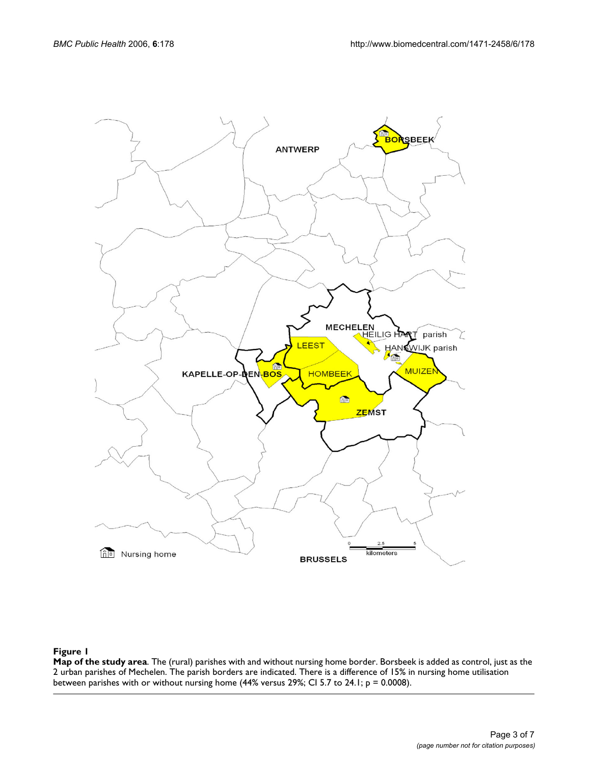**Figure 1**

**Map of the study area**. The (rural) parishes with and without nursing home border. Borsbeek is added as control, just as the 2 urban parishes of Mechelen. The parish borders are indicated. There is a difference of 15% in nursing home utilisation between parishes with or without nursing home (44% versus 29%; CI 5.7 to 24.1; p = 0.0008).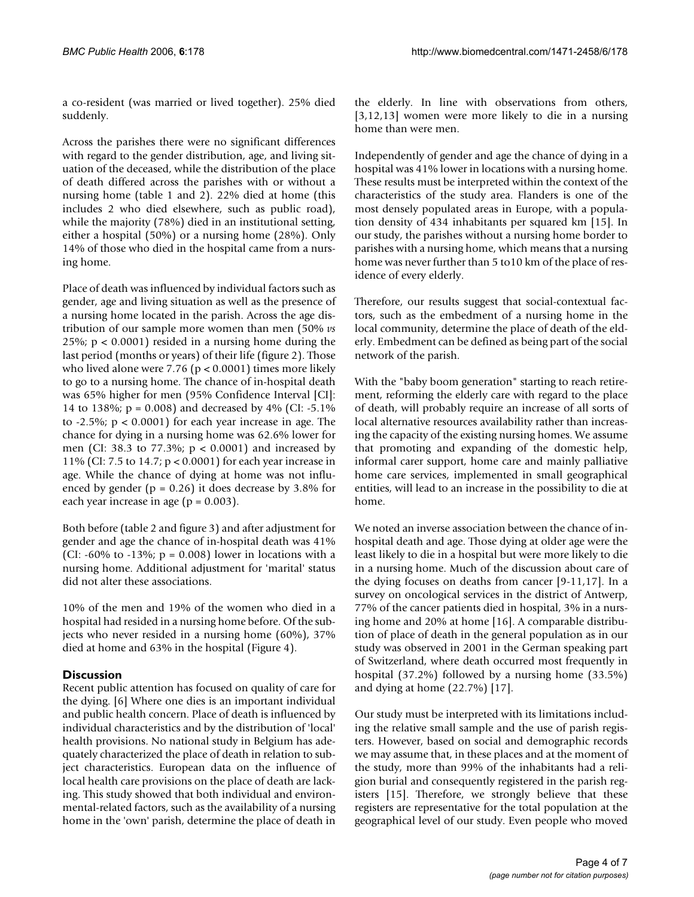a co-resident (was married or lived together). 25% died suddenly.

Across the parishes there were no significant differences with regard to the gender distribution, age, and living situation of the deceased, while the distribution of the place of death differed across the parishes with or without a nursing home (table 1 and 2). 22% died at home (this includes 2 who died elsewhere, such as public road), while the majority (78%) died in an institutional setting, either a hospital (50%) or a nursing home (28%). Only 14% of those who died in the hospital came from a nursing home.

Place of death was influenced by individual factors such as gender, age and living situation as well as the presence of a nursing home located in the parish. Across the age distribution of our sample more women than men (50% *vs* 25%; $p < 0.0001$) resided in a nursing home during the last period (months or years) of their life (figure 2). Those who lived alone were 7.76 ($p < 0.0001$) times more likely to go to a nursing home. The chance of in-hospital death was 65% higher for men (95% Confidence Interval [CI]: 14 to 138%; $p = 0.008$) and decreased by 4% (CI: -5.1% to -2.5%; $p < 0.0001$) for each year increase in age. The chance for dying in a nursing home was 62.6% lower for men (CI: 38.3 to 77.3%; $p < 0.0001$) and increased by 11% (CI: 7.5 to 14.7; $p < 0.0001$) for each year increase in age. While the chance of dying at home was not influenced by gender ($p = 0.26$) it does decrease by 3.8% for each year increase in age ($p = 0.003$).

Both before (table 2 and figure 3) and after adjustment for gender and age the chance of in-hospital death was 41% (CI: -60% to -13%; $p = 0.008$) lower in locations with a nursing home. Additional adjustment for 'marital' status did not alter these associations.

10% of the men and 19% of the women who died in a hospital had resided in a nursing home before. Of the subjects who never resided in a nursing home (60%), 37% died at home and 63% in the hospital (Figure 4).

## Discussion

Recent public attention has focused on quality of care for the dying. [6] Where one dies is an important individual and public health concern. Place of death is influenced by individual characteristics and by the distribution of 'local' health provisions. No national study in Belgium has adequately characterized the place of death in relation to subject characteristics. European data on the influence of local health care provisions on the place of death are lacking. This study showed that both individual and environmental-related factors, such as the availability of a nursing home in the 'own' parish, determine the place of death in the elderly. In line with observations from others, [3,12,13] women were more likely to die in a nursing home than were men.

Independently of gender and age the chance of dying in a hospital was 41% lower in locations with a nursing home. These results must be interpreted within the context of the characteristics of the study area. Flanders is one of the most densely populated areas in Europe, with a population density of 434 inhabitants per squared km [15]. In our study, the parishes without a nursing home border to parishes with a nursing home, which means that a nursing home was never further than 5 to10 km of the place of residence of every elderly.

Therefore, our results suggest that social-contextual factors, such as the embedment of a nursing home in the local community, determine the place of death of the elderly. Embedment can be defined as being part of the social network of the parish.

With the "baby boom generation" starting to reach retirement, reforming the elderly care with regard to the place of death, will probably require an increase of all sorts of local alternative resources availability rather than increasing the capacity of the existing nursing homes. We assume that promoting and expanding of the domestic help, informal carer support, home care and mainly palliative home care services, implemented in small geographical entities, will lead to an increase in the possibility to die at home.

We noted an inverse association between the chance of in-hospital death and age. Those dying at older age were the least likely to die in a hospital but were more likely to die in a nursing home. Much of the discussion about care of the dying focuses on deaths from cancer [9-11,17]. In a survey on oncological services in the district of Antwerp, 77% of the cancer patients died in hospital, 3% in a nursing home and 20% at home [16]. A comparable distribution of place of death in the general population as in our study was observed in 2001 in the German speaking part of Switzerland, where death occurred most frequently in hospital (37.2%) followed by a nursing home (33.5%) and dying at home (22.7%) [17].

Our study must be interpreted with its limitations including the relative small sample and the use of parish registers. However, based on social and demographic records we may assume that, in these places and at the moment of the study, more than 99% of the inhabitants had a religion burial and consequently registered in the parish registers [15]. Therefore, we strongly believe that these registers are representative for the total population at the geographical level of our study. Even people who moved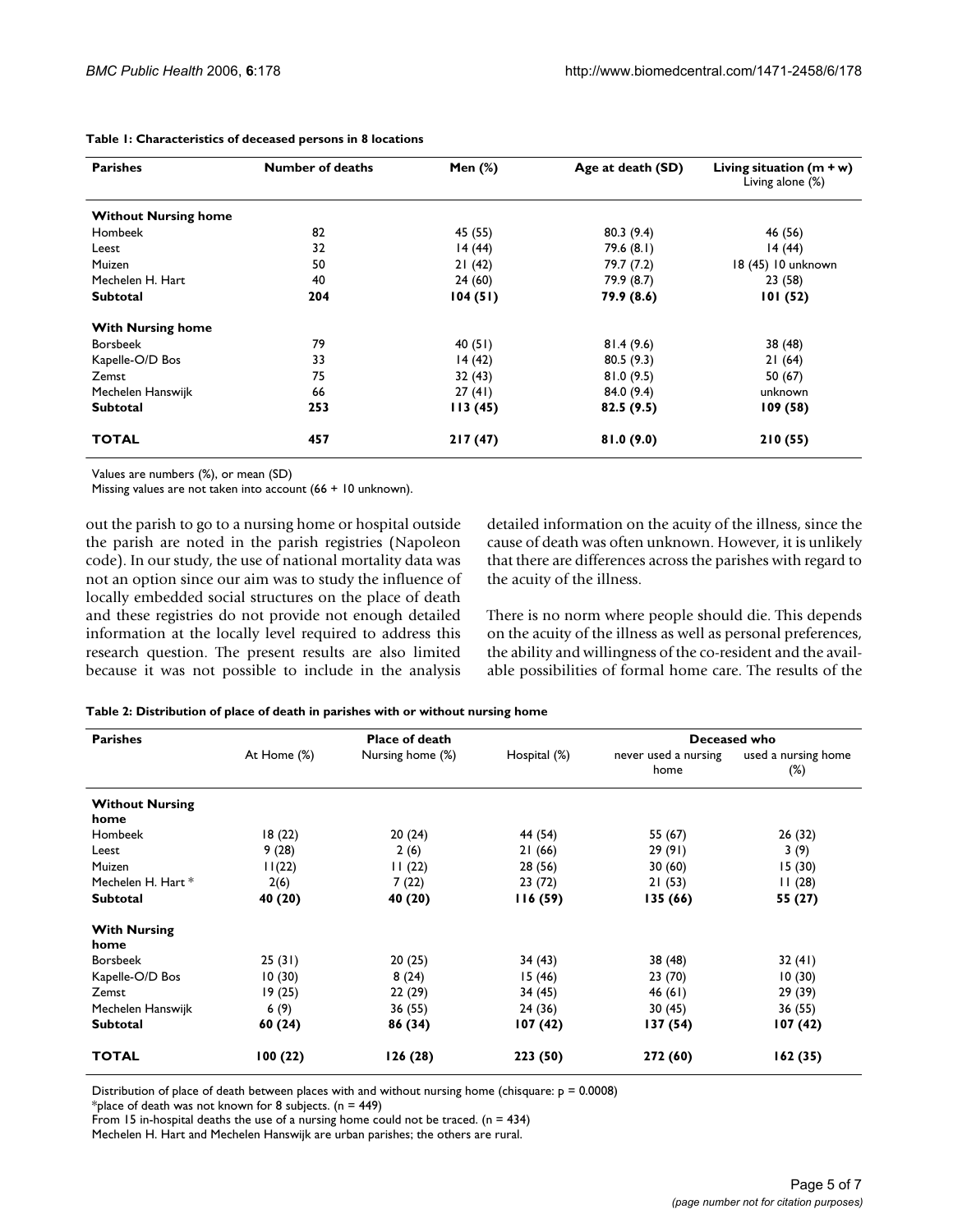**Table 1: Characteristics of deceased persons in 8 locations**

| Parishes | Number of deaths | Men (%) | Age at death (SD) | Living situation (m + w) Living alone (%) |
|---|---|---|---|---|
| **Without Nursing home** | | | | |
| Hombeek | 82 | 45 (55) | 80.3 (9.4) | 46 (56) |
| Leest | 32 | 14 (44) | 79.6 (8.1) | 14 (44) |
| Muizen | 50 | 21 (42) | 79.7 (7.2) | 18 (45) 10 unknown |
| Mechelen H. Hart | 40 | 24 (60) | 79.9 (8.7) | 23 (58) |
| **Subtotal** | **204** | **104 (51)** | **79.9 (8.6)** | **101 (52)** |
| **With Nursing home** | | | | |
| Borsbeek | 79 | 40 (51) | 81.4 (9.6) | 38 (48) |
| Kapelle-O/D Bos | 33 | 14 (42) | 80.5 (9.3) | 21 (64) |
| Zemst | 75 | 32 (43) | 81.0 (9.5) | 50 (67) |
| Mechelen Hanswijk | 66 | 27 (41) | 84.0 (9.4) | unknown |
| **Subtotal** | **253** | **113 (45)** | **82.5 (9.5)** | **109 (58)** |
| **TOTAL** | **457** | **217 (47)** | **81.0 (9.0)** | **210 (55)** |

Values are numbers (%), or mean (SD)
Missing values are not taken into account (66 + 10 unknown).

out the parish to go to a nursing home or hospital outside the parish are noted in the parish registries (Napoleon code). In our study, the use of national mortality data was not an option since our aim was to study the influence of locally embedded social structures on the place of death and these registries do not provide not enough detailed information at the locally level required to address this research question. The present results are also limited because it was not possible to include in the analysis detailed information on the acuity of the illness, since the cause of death was often unknown. However, it is unlikely that there are differences across the parishes with regard to the acuity of the illness.

There is no norm where people should die. This depends on the acuity of the illness as well as personal preferences, the ability and willingness of the co-resident and the available possibilities of formal home care. The results of the

**Table 2: Distribution of place of death in parishes with or without nursing home**

| Parishes | Place of death | | | Deceased who | |
|---|---|---|---|---|---|
| | At Home (%) | Nursing home (%) | Hospital (%) | never used a nursing home | used a nursing home (%) |
| **Without Nursing home** | | | | | |
| Hombeek | 18 (22) | 20 (24) | 44 (54) | 55 (67) | 26 (32) |
| Leest | 9 (28) | 2 (6) | 21 (66) | 29 (91) | 3 (9) |
| Muizen | 11(22) | 11 (22) | 28 (56) | 30 (60) | 15 (30) |
| Mechelen H. Hart * | 2(6) | 7 (22) | 23 (72) | 21 (53) | 11 (28) |
| **Subtotal** | **40 (20)** | **40 (20)** | **116 (59)** | **135 (66)** | **55 (27)** |
| **With Nursing home** | | | | | |
| Borsbeek | 25 (31) | 20 (25) | 34 (43) | 38 (48) | 32 (41) |
| Kapelle-O/D Bos | 10 (30) | 8 (24) | 15 (46) | 23 (70) | 10 (30) |
| Zemst | 19 (25) | 22 (29) | 34 (45) | 46 (61) | 29 (39) |
| Mechelen Hanswijk | 6 (9) | 36 (55) | 24 (36) | 30 (45) | 36 (55) |
| **Subtotal** | **60 (24)** | **86 (34)** | **107 (42)** | **137 (54)** | **107 (42)** |
| **TOTAL** | **100 (22)** | **126 (28)** | **223 (50)** | **272 (60)** | **162 (35)** |

Distribution of place of death between places with and without nursing home (chisquare: $p = 0.0008$)
*place of death was not known for 8 subjects. ($n = 449$)
From 15 in-hospital deaths the use of a nursing home could not be traced. ($n = 434$)
Mechelen H. Hart and Mechelen Hanswijk are urban parishes; the others are rural.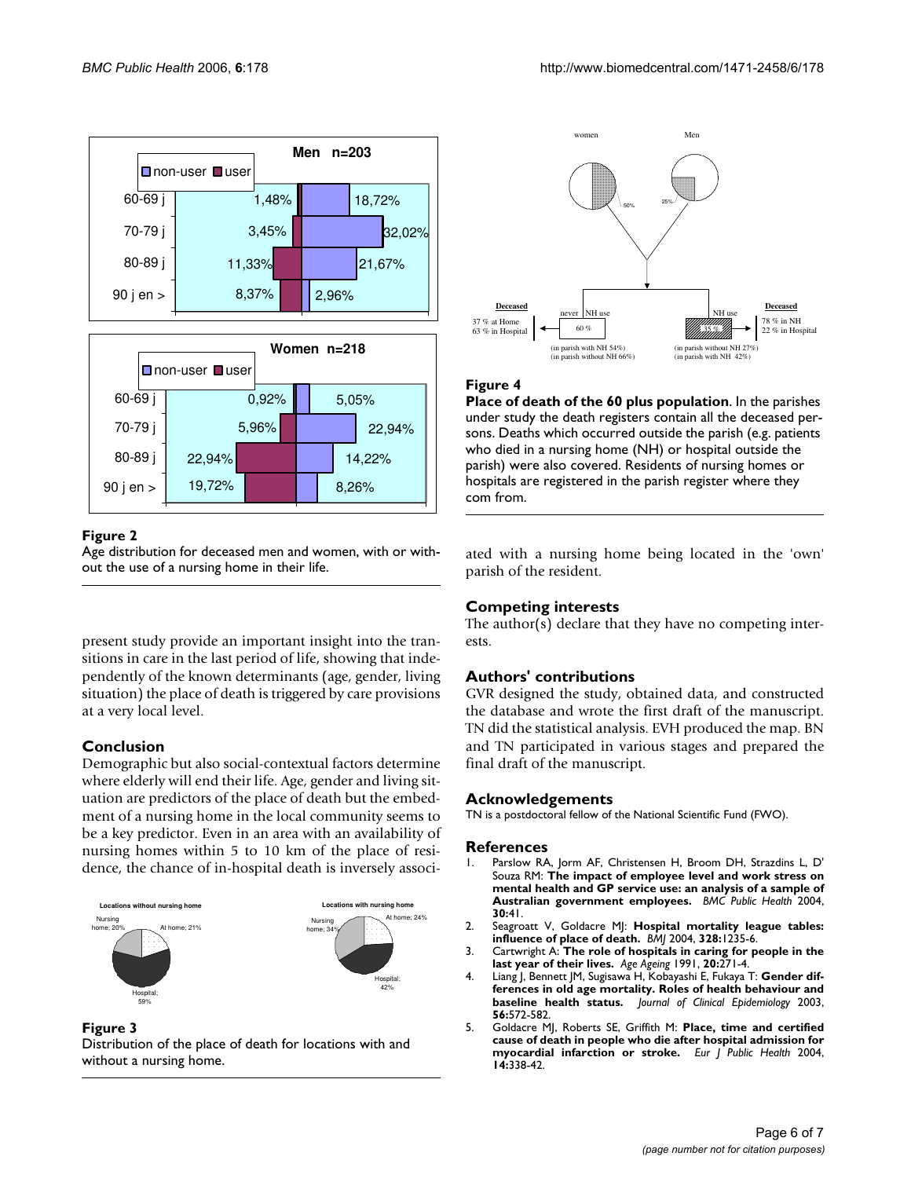**Figure 2**
Age distribution for deceased men and women, with or without the use of a nursing home in their life.

**Figure 3**
Distribution of the place of death for locations with and without a nursing home.

present study provide an important insight into the transitions in care in the last period of life, showing that independently of the known determinants (age, gender, living situation) the place of death is triggered by care provisions at a very local level.

## Conclusion

Demographic but also social-contextual factors determine where elderly will end their life. Age, gender and living situation are predictors of the place of death but the embedment of a nursing home in the local community seems to be a key predictor. Even in an area with an availability of nursing homes within 5 to 10 km of the place of residence, the chance of in-hospital death is inversely associated with a nursing home being located in the 'own' parish of the resident.

**Figure 4**
**Place of death of the 60 plus population**. In the parishes under study the death registers contain all the deceased persons. Deaths which occurred outside the parish (e.g. patients who died in a nursing home (NH) or hospital outside the parish) were also covered. Residents of nursing homes or hospitals are registered in the parish register where they com from.

## Competing interests

The author(s) declare that they have no competing interests.

## Authors' contributions

GVR designed the study, obtained data, and constructed the database and wrote the first draft of the manuscript. TN did the statistical analysis. EVH produced the map. BN and TN participated in various stages and prepared the final draft of the manuscript.

## Acknowledgements

TN is a postdoctoral fellow of the National Scientific Fund (FWO).

## References

1. Parslow RA, Jorm AF, Christensen H, Broom DH, Strazdins L, D' Souza RM: **The impact of employee level and work stress on mental health and GP service use: an analysis of a sample of Australian government employees.** *BMC Public Health* 2004, **30:**41.
2. Seagroatt V, Goldacre MJ: **Hospital mortality league tables: influence of place of death.** *BMJ* 2004, **328:**1235-6.
3. Cartwright A: **The role of hospitals in caring for people in the last year of their lives.** *Age Ageing* 1991, **20:**271-4.
4. Liang J, Bennett JM, Sugisawa H, Kobayashi E, Fukaya T: **Gender differences in old age mortality. Roles of health behaviour and baseline health status.** *Journal of Clinical Epidemiology* 2003, **56:**572-582.
5. Goldacre MJ, Roberts SE, Griffith M: **Place, time and certified cause of death in people who die after hospital admission for myocardial infarction or stroke.** *Eur J Public Health* 2004, **14:**338-42.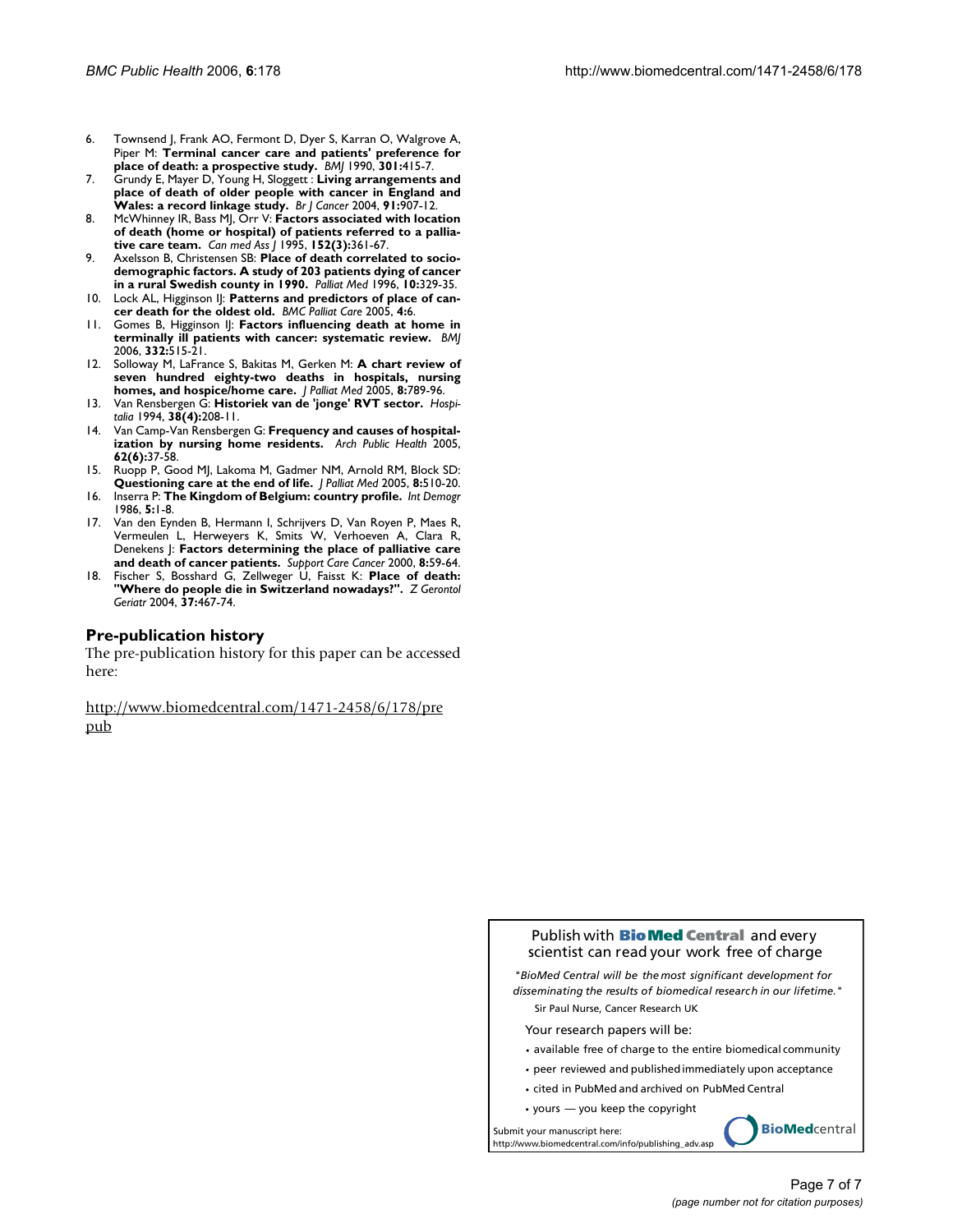6. Townsend J, Frank AO, Fermont D, Dyer S, Karran O, Walgrove A, Piper M: **Terminal cancer care and patients' preference for place of death: a prospective study.** *BMJ* 1990, **301:**415-7.
7. Grundy E, Mayer D, Young H, Sloggett : **Living arrangements and place of death of older people with cancer in England and Wales: a record linkage study.** *Br J Cancer* 2004, **91:**907-12.
8. McWhinney IR, Bass MJ, Orr V: **Factors associated with location of death (home or hospital) of patients referred to a palliative care team.** *Can med Ass J* 1995, **152(3):**361-67.
9. Axelsson B, Christensen SB: **Place of death correlated to sociodemographic factors. A study of 203 patients dying of cancer in a rural Swedish county in 1990.** *Palliat Med* 1996, **10:**329-35.
10. Lock AL, Higginson IJ: **Patterns and predictors of place of cancer death for the oldest old.** *BMC Palliat Care* 2005, **4:**6.
11. Gomes B, Higginson IJ: **Factors influencing death at home in terminally ill patients with cancer: systematic review.** *BMJ* 2006, **332:**515-21.
12. Solloway M, LaFrance S, Bakitas M, Gerken M: **A chart review of seven hundred eighty-two deaths in hospitals, nursing homes, and hospice/home care.** *J Palliat Med* 2005, **8:**789-96.
13. Van Rensbergen G: **Historiek van de 'jonge' RVT sector.** *Hospitalia* 1994, **38(4):**208-11.
14. Van Camp-Van Rensbergen G: **Frequency and causes of hospitalization by nursing home residents.** *Arch Public Health* 2005, **62(6):**37-58.
15. Ruopp P, Good MJ, Lakoma M, Gadmer NM, Arnold RM, Block SD: **Questioning care at the end of life.** *J Palliat Med* 2005, **8:**510-20.
16. Inserra P: **The Kingdom of Belgium: country profile.** *Int Demogr* 1986, **5:**1-8.
17. Van den Eynden B, Hermann I, Schrijvers D, Van Royen P, Maes R, Vermeulen L, Herweyers K, Smits W, Verhoeven A, Clara R, Denekens J: **Factors determining the place of palliative care and death of cancer patients.** *Support Care Cancer* 2000, **8:**59-64.
18. Fischer S, Bosshard G, Zellweger U, Faisst K: **Place of death: "Where do people die in Switzerland nowadays?".** *Z Gerontol Geriatr* 2004, **37:**467-74.

## Pre-publication history

The pre-publication history for this paper can be accessed here:

http://www.biomedcentral.com/1471-2458/6/178/prepub

Publish with **BioMed Central** and every scientist can read your work free of charge

*"BioMed Central will be the most significant development for disseminating the results of biomedical research in our lifetime."*

Sir Paul Nurse, Cancer Research UK

Your research papers will be:

- available free of charge to the entire biomedical community
- peer reviewed and published immediately upon acceptance
- cited in PubMed and archived on PubMed Central
- yours — you keep the copyright

Submit your manuscript here:
http://www.biomedcentral.com/info/publishing_adv.asp

BioMedcentral